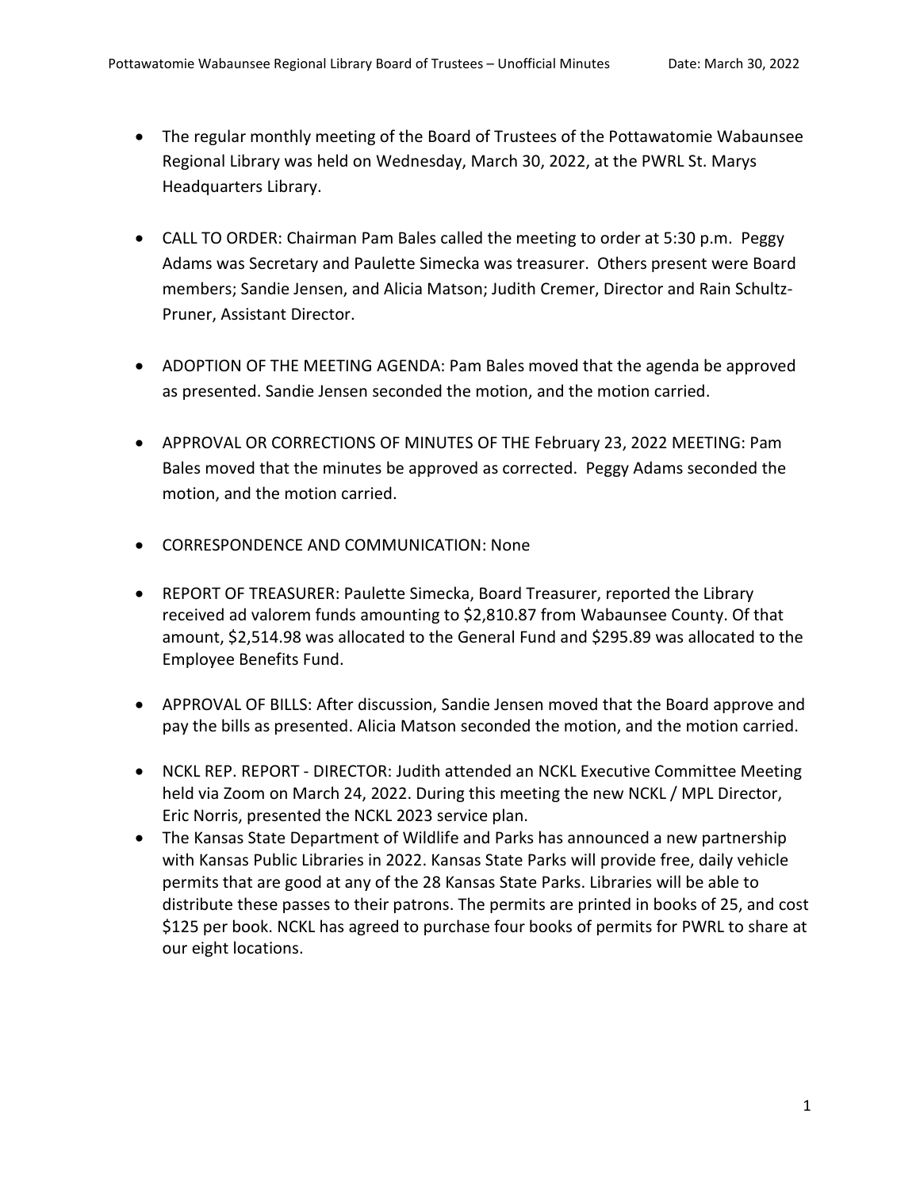- The regular monthly meeting of the Board of Trustees of the Pottawatomie Wabaunsee Regional Library was held on Wednesday, March 30, 2022, at the PWRL St. Marys Headquarters Library.

- CALL TO ORDER: Chairman Pam Bales called the meeting to order at 5:30 p.m. Peggy Adams was Secretary and Paulette Simecka was treasurer. Others present were Board members; Sandie Jensen, and Alicia Matson; Judith Cremer, Director and Rain Schultz-Pruner, Assistant Director.

- ADOPTION OF THE MEETING AGENDA: Pam Bales moved that the agenda be approved as presented. Sandie Jensen seconded the motion, and the motion carried.

- APPROVAL OR CORRECTIONS OF MINUTES OF THE February 23, 2022 MEETING: Pam Bales moved that the minutes be approved as corrected. Peggy Adams seconded the motion, and the motion carried.

- CORRESPONDENCE AND COMMUNICATION: None

- REPORT OF TREASURER: Paulette Simecka, Board Treasurer, reported the Library received ad valorem funds amounting to $2,810.87 from Wabaunsee County. Of that amount, $2,514.98 was allocated to the General Fund and $295.89 was allocated to the Employee Benefits Fund.

- APPROVAL OF BILLS: After discussion, Sandie Jensen moved that the Board approve and pay the bills as presented. Alicia Matson seconded the motion, and the motion carried.

- NCKL REP. REPORT - DIRECTOR: Judith attended an NCKL Executive Committee Meeting held via Zoom on March 24, 2022. During this meeting the new NCKL / MPL Director, Eric Norris, presented the NCKL 2023 service plan.
- The Kansas State Department of Wildlife and Parks has announced a new partnership with Kansas Public Libraries in 2022. Kansas State Parks will provide free, daily vehicle permits that are good at any of the 28 Kansas State Parks. Libraries will be able to distribute these passes to their patrons. The permits are printed in books of 25, and cost $125 per book. NCKL has agreed to purchase four books of permits for PWRL to share at our eight locations.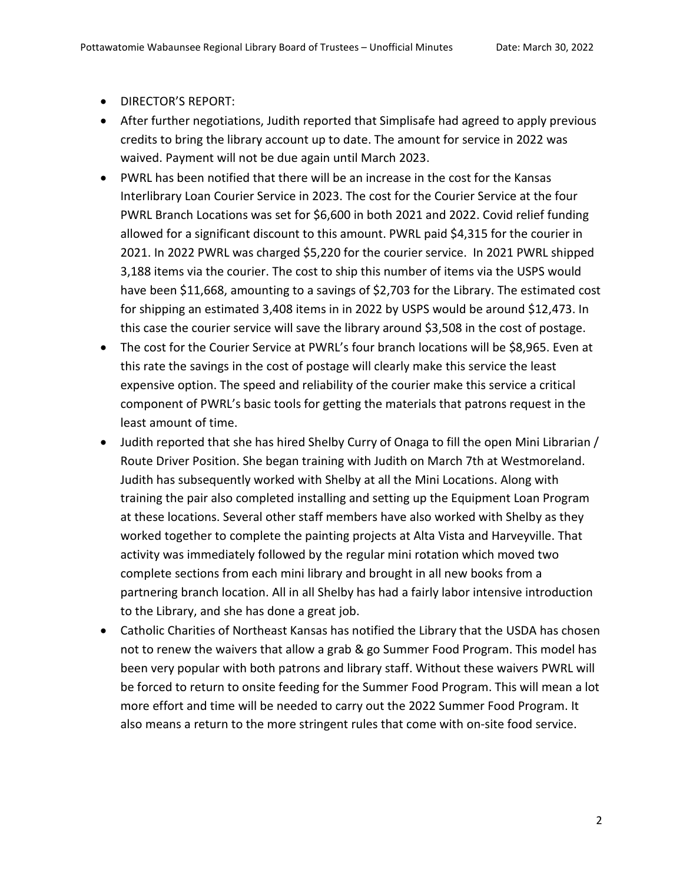- DIRECTOR'S REPORT:
- After further negotiations, Judith reported that Simplisafe had agreed to apply previous credits to bring the library account up to date. The amount for service in 2022 was waived. Payment will not be due again until March 2023.
- PWRL has been notified that there will be an increase in the cost for the Kansas Interlibrary Loan Courier Service in 2023. The cost for the Courier Service at the four PWRL Branch Locations was set for $6,600 in both 2021 and 2022. Covid relief funding allowed for a significant discount to this amount. PWRL paid $4,315 for the courier in 2021. In 2022 PWRL was charged $5,220 for the courier service. In 2021 PWRL shipped 3,188 items via the courier. The cost to ship this number of items via the USPS would have been $11,668, amounting to a savings of $2,703 for the Library. The estimated cost for shipping an estimated 3,408 items in in 2022 by USPS would be around $12,473. In this case the courier service will save the library around $3,508 in the cost of postage.
- The cost for the Courier Service at PWRL's four branch locations will be $8,965. Even at this rate the savings in the cost of postage will clearly make this service the least expensive option. The speed and reliability of the courier make this service a critical component of PWRL's basic tools for getting the materials that patrons request in the least amount of time.
- Judith reported that she has hired Shelby Curry of Onaga to fill the open Mini Librarian / Route Driver Position. She began training with Judith on March 7th at Westmoreland. Judith has subsequently worked with Shelby at all the Mini Locations. Along with training the pair also completed installing and setting up the Equipment Loan Program at these locations. Several other staff members have also worked with Shelby as they worked together to complete the painting projects at Alta Vista and Harveyville. That activity was immediately followed by the regular mini rotation which moved two complete sections from each mini library and brought in all new books from a partnering branch location. All in all Shelby has had a fairly labor intensive introduction to the Library, and she has done a great job.
- Catholic Charities of Northeast Kansas has notified the Library that the USDA has chosen not to renew the waivers that allow a grab & go Summer Food Program. This model has been very popular with both patrons and library staff. Without these waivers PWRL will be forced to return to onsite feeding for the Summer Food Program. This will mean a lot more effort and time will be needed to carry out the 2022 Summer Food Program. It also means a return to the more stringent rules that come with on-site food service.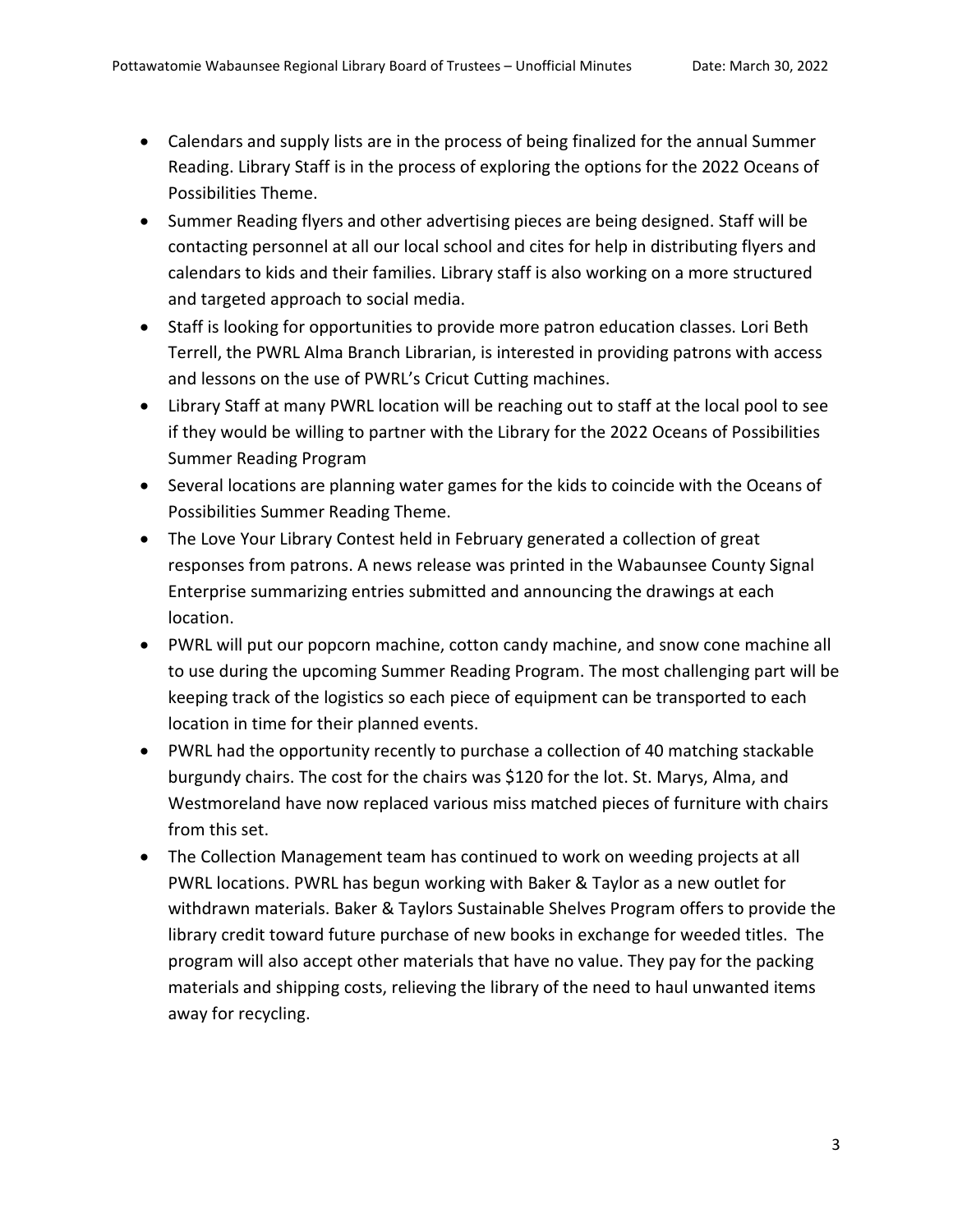- Calendars and supply lists are in the process of being finalized for the annual Summer Reading. Library Staff is in the process of exploring the options for the 2022 Oceans of Possibilities Theme.
- Summer Reading flyers and other advertising pieces are being designed. Staff will be contacting personnel at all our local school and cites for help in distributing flyers and calendars to kids and their families. Library staff is also working on a more structured and targeted approach to social media.
- Staff is looking for opportunities to provide more patron education classes. Lori Beth Terrell, the PWRL Alma Branch Librarian, is interested in providing patrons with access and lessons on the use of PWRL's Cricut Cutting machines.
- Library Staff at many PWRL location will be reaching out to staff at the local pool to see if they would be willing to partner with the Library for the 2022 Oceans of Possibilities Summer Reading Program
- Several locations are planning water games for the kids to coincide with the Oceans of Possibilities Summer Reading Theme.
- The Love Your Library Contest held in February generated a collection of great responses from patrons. A news release was printed in the Wabaunsee County Signal Enterprise summarizing entries submitted and announcing the drawings at each location.
- PWRL will put our popcorn machine, cotton candy machine, and snow cone machine all to use during the upcoming Summer Reading Program. The most challenging part will be keeping track of the logistics so each piece of equipment can be transported to each location in time for their planned events.
- PWRL had the opportunity recently to purchase a collection of 40 matching stackable burgundy chairs. The cost for the chairs was $120 for the lot. St. Marys, Alma, and Westmoreland have now replaced various miss matched pieces of furniture with chairs from this set.
- The Collection Management team has continued to work on weeding projects at all PWRL locations. PWRL has begun working with Baker & Taylor as a new outlet for withdrawn materials. Baker & Taylors Sustainable Shelves Program offers to provide the library credit toward future purchase of new books in exchange for weeded titles. The program will also accept other materials that have no value. They pay for the packing materials and shipping costs, relieving the library of the need to haul unwanted items away for recycling.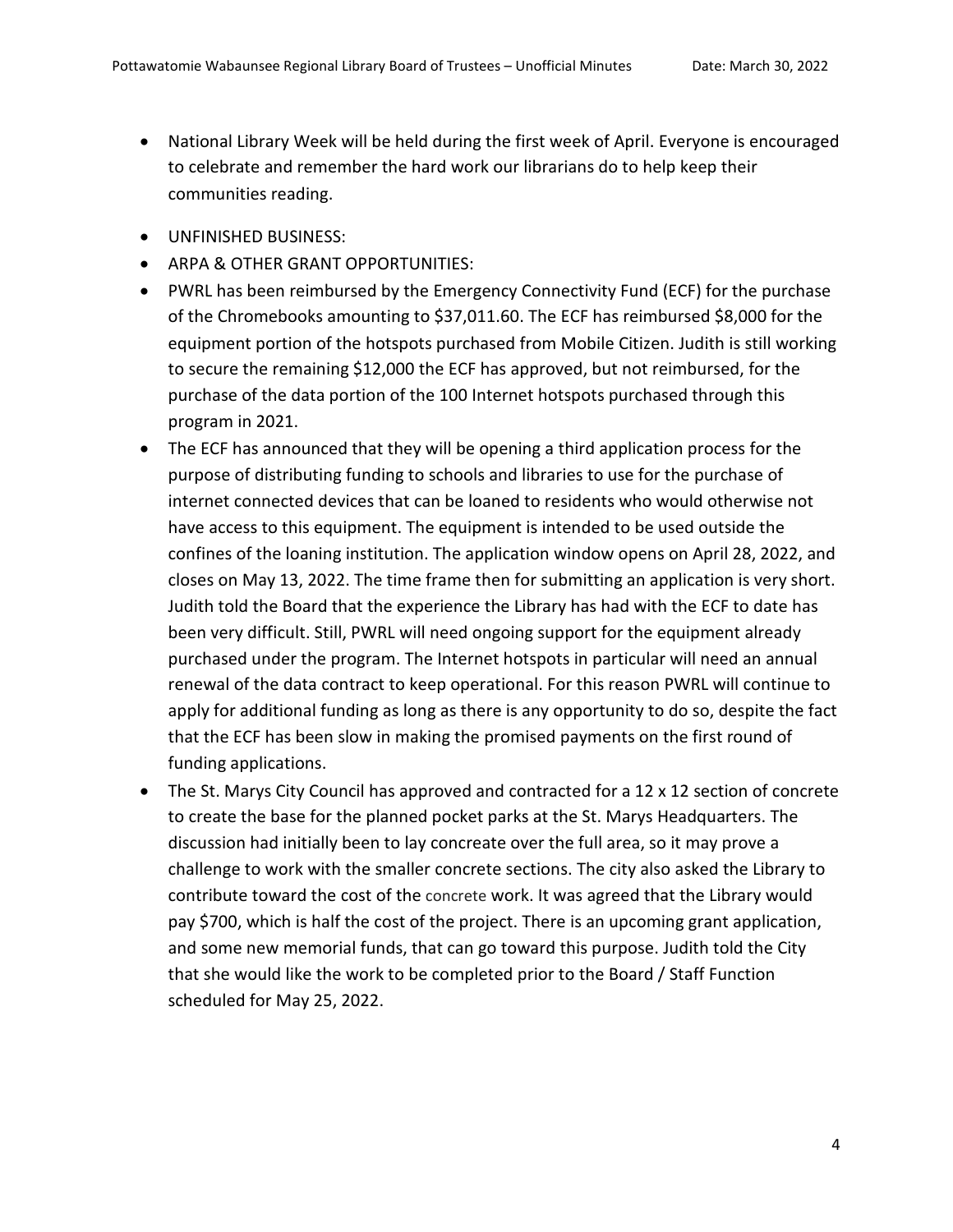- National Library Week will be held during the first week of April. Everyone is encouraged to celebrate and remember the hard work our librarians do to help keep their communities reading.

- UNFINISHED BUSINESS:
- ARPA & OTHER GRANT OPPORTUNITIES:
- PWRL has been reimbursed by the Emergency Connectivity Fund (ECF) for the purchase of the Chromebooks amounting to $37,011.60. The ECF has reimbursed $8,000 for the equipment portion of the hotspots purchased from Mobile Citizen. Judith is still working to secure the remaining $12,000 the ECF has approved, but not reimbursed, for the purchase of the data portion of the 100 Internet hotspots purchased through this program in 2021.
- The ECF has announced that they will be opening a third application process for the purpose of distributing funding to schools and libraries to use for the purchase of internet connected devices that can be loaned to residents who would otherwise not have access to this equipment. The equipment is intended to be used outside the confines of the loaning institution. The application window opens on April 28, 2022, and closes on May 13, 2022. The time frame then for submitting an application is very short. Judith told the Board that the experience the Library has had with the ECF to date has been very difficult. Still, PWRL will need ongoing support for the equipment already purchased under the program. The Internet hotspots in particular will need an annual renewal of the data contract to keep operational. For this reason PWRL will continue to apply for additional funding as long as there is any opportunity to do so, despite the fact that the ECF has been slow in making the promised payments on the first round of funding applications.
- The St. Marys City Council has approved and contracted for a 12 x 12 section of concrete to create the base for the planned pocket parks at the St. Marys Headquarters. The discussion had initially been to lay concreate over the full area, so it may prove a challenge to work with the smaller concrete sections. The city also asked the Library to contribute toward the cost of the concrete work. It was agreed that the Library would pay $700, which is half the cost of the project. There is an upcoming grant application, and some new memorial funds, that can go toward this purpose. Judith told the City that she would like the work to be completed prior to the Board / Staff Function scheduled for May 25, 2022.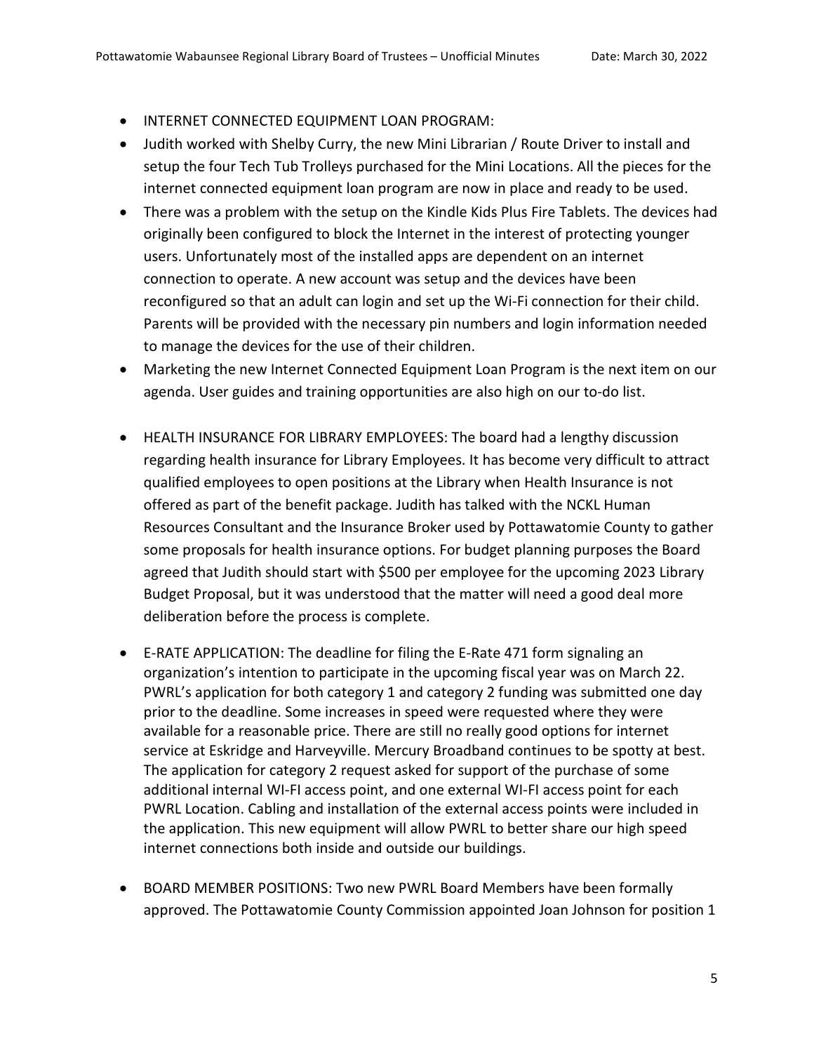- INTERNET CONNECTED EQUIPMENT LOAN PROGRAM:
- Judith worked with Shelby Curry, the new Mini Librarian / Route Driver to install and setup the four Tech Tub Trolleys purchased for the Mini Locations. All the pieces for the internet connected equipment loan program are now in place and ready to be used.
- There was a problem with the setup on the Kindle Kids Plus Fire Tablets. The devices had originally been configured to block the Internet in the interest of protecting younger users. Unfortunately most of the installed apps are dependent on an internet connection to operate. A new account was setup and the devices have been reconfigured so that an adult can login and set up the Wi-Fi connection for their child. Parents will be provided with the necessary pin numbers and login information needed to manage the devices for the use of their children.
- Marketing the new Internet Connected Equipment Loan Program is the next item on our agenda. User guides and training opportunities are also high on our to-do list.

- HEALTH INSURANCE FOR LIBRARY EMPLOYEES: The board had a lengthy discussion regarding health insurance for Library Employees. It has become very difficult to attract qualified employees to open positions at the Library when Health Insurance is not offered as part of the benefit package. Judith has talked with the NCKL Human Resources Consultant and the Insurance Broker used by Pottawatomie County to gather some proposals for health insurance options. For budget planning purposes the Board agreed that Judith should start with $500 per employee for the upcoming 2023 Library Budget Proposal, but it was understood that the matter will need a good deal more deliberation before the process is complete.

- E-RATE APPLICATION: The deadline for filing the E-Rate 471 form signaling an organization's intention to participate in the upcoming fiscal year was on March 22. PWRL's application for both category 1 and category 2 funding was submitted one day prior to the deadline. Some increases in speed were requested where they were available for a reasonable price. There are still no really good options for internet service at Eskridge and Harveyville. Mercury Broadband continues to be spotty at best. The application for category 2 request asked for support of the purchase of some additional internal WI-FI access point, and one external WI-FI access point for each PWRL Location. Cabling and installation of the external access points were included in the application. This new equipment will allow PWRL to better share our high speed internet connections both inside and outside our buildings.

- BOARD MEMBER POSITIONS: Two new PWRL Board Members have been formally approved. The Pottawatomie County Commission appointed Joan Johnson for position 1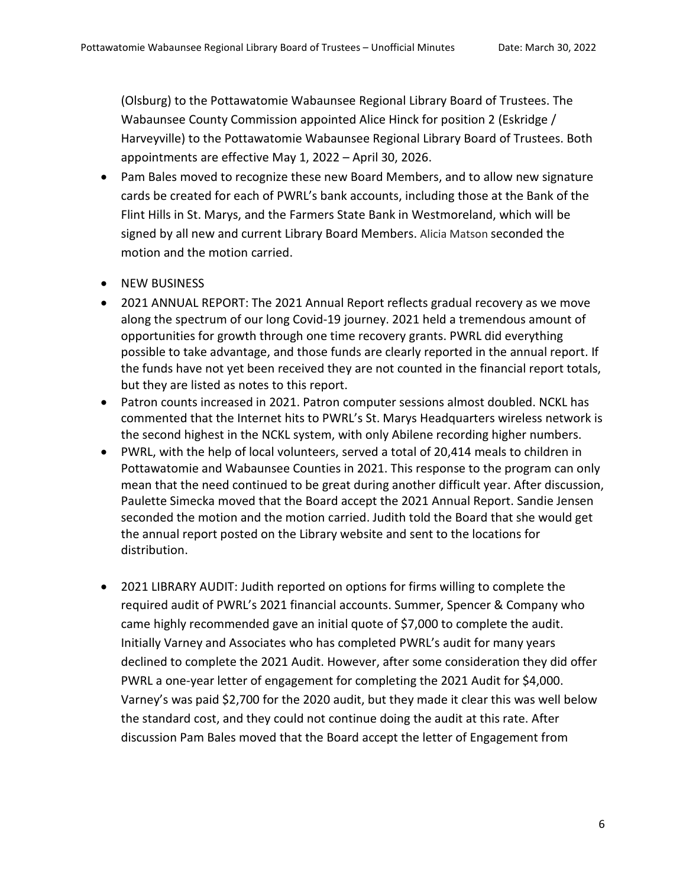(Olsburg) to the Pottawatomie Wabaunsee Regional Library Board of Trustees. The Wabaunsee County Commission appointed Alice Hinck for position 2 (Eskridge / Harveyville) to the Pottawatomie Wabaunsee Regional Library Board of Trustees. Both appointments are effective May 1, 2022 – April 30, 2026.

- Pam Bales moved to recognize these new Board Members, and to allow new signature cards be created for each of PWRL's bank accounts, including those at the Bank of the Flint Hills in St. Marys, and the Farmers State Bank in Westmoreland, which will be signed by all new and current Library Board Members. Alicia Matson seconded the motion and the motion carried.

- NEW BUSINESS
- 2021 ANNUAL REPORT: The 2021 Annual Report reflects gradual recovery as we move along the spectrum of our long Covid-19 journey. 2021 held a tremendous amount of opportunities for growth through one time recovery grants. PWRL did everything possible to take advantage, and those funds are clearly reported in the annual report. If the funds have not yet been received they are not counted in the financial report totals, but they are listed as notes to this report.
- Patron counts increased in 2021. Patron computer sessions almost doubled. NCKL has commented that the Internet hits to PWRL's St. Marys Headquarters wireless network is the second highest in the NCKL system, with only Abilene recording higher numbers.
- PWRL, with the help of local volunteers, served a total of 20,414 meals to children in Pottawatomie and Wabaunsee Counties in 2021. This response to the program can only mean that the need continued to be great during another difficult year. After discussion, Paulette Simecka moved that the Board accept the 2021 Annual Report. Sandie Jensen seconded the motion and the motion carried. Judith told the Board that she would get the annual report posted on the Library website and sent to the locations for distribution.

- 2021 LIBRARY AUDIT: Judith reported on options for firms willing to complete the required audit of PWRL's 2021 financial accounts. Summer, Spencer & Company who came highly recommended gave an initial quote of $7,000 to complete the audit. Initially Varney and Associates who has completed PWRL's audit for many years declined to complete the 2021 Audit. However, after some consideration they did offer PWRL a one-year letter of engagement for completing the 2021 Audit for $4,000. Varney's was paid $2,700 for the 2020 audit, but they made it clear this was well below the standard cost, and they could not continue doing the audit at this rate. After discussion Pam Bales moved that the Board accept the letter of Engagement from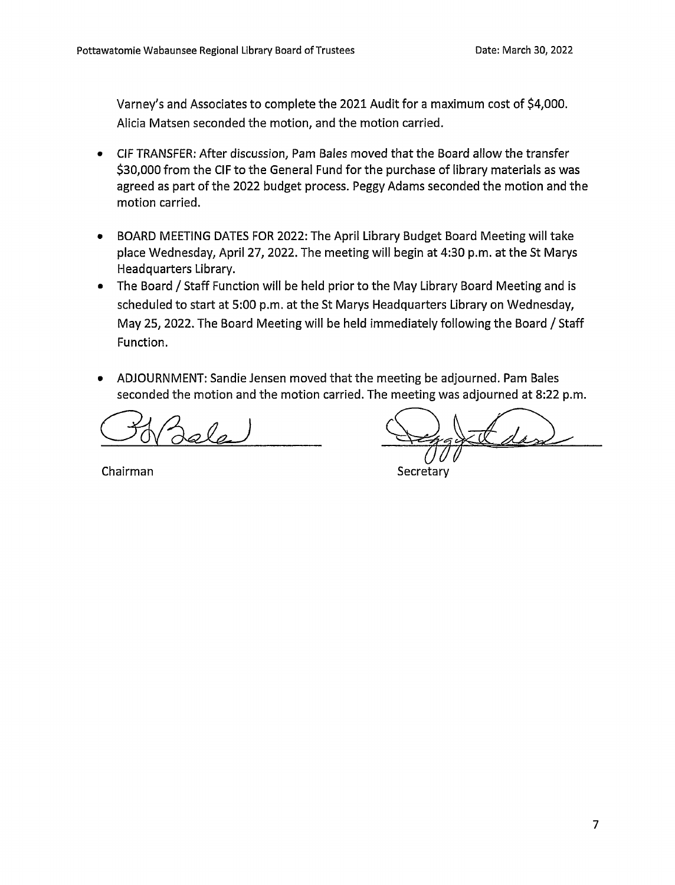Varney's and Associates to complete the 2021 Audit for a maximum cost of $4,000. Alicia Matsen seconded the motion, and the motion carried.

- CIF TRANSFER: After discussion, Pam Bales moved that the Board allow the transfer $30,000 from the CIF to the General Fund for the purchase of library materials as was agreed as part of the 2022 budget process. Peggy Adams seconded the motion and the motion carried.

- BOARD MEETING DATES FOR 2022: The April Library Budget Board Meeting will take place Wednesday, April 27, 2022. The meeting will begin at 4:30 p.m. at the St Marys Headquarters Library.
- The Board / Staff Function will be held prior to the May Library Board Meeting and is scheduled to start at 5:00 p.m. at the St Marys Headquarters Library on Wednesday, May 25, 2022. The Board Meeting will be held immediately following the Board / Staff Function.

- ADJOURNMENT: Sandie Jensen moved that the meeting be adjourned. Pam Bales seconded the motion and the motion carried. The meeting was adjourned at 8:22 p.m.

Chairman

Secretary